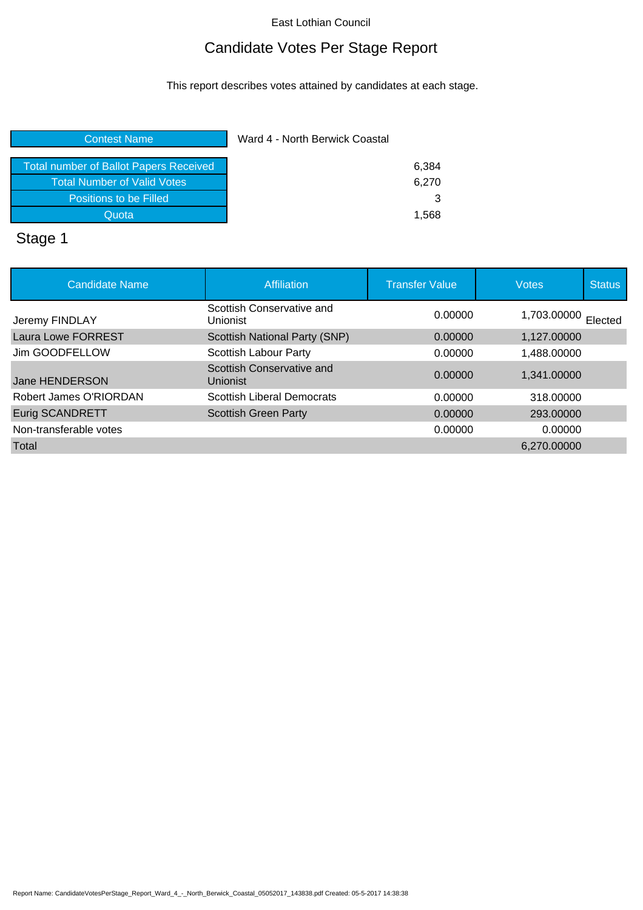East Lothian Council

# Candidate Votes Per Stage Report

This report describes votes attained by candidates at each stage.

| Contest Name | Ward 4 - North Berwick Coastal |
|---|---|
| Total number of Ballot Papers Received | 6,384 |
| Total Number of Valid Votes | 6,270 |
| Positions to be Filled | 3 |
| Quota | 1,568 |

## Stage 1

| Candidate Name | Affiliation | Transfer Value | Votes | Status |
|---|---|---|---|---|
| Jeremy FINDLAY | Scottish Conservative and Unionist | 0.00000 | 1,703.00000 | Elected |
| Laura Lowe FORREST | Scottish National Party (SNP) | 0.00000 | 1,127.00000 | |
| Jim GOODFELLOW | Scottish Labour Party | 0.00000 | 1,488.00000 | |
| Jane HENDERSON | Scottish Conservative and Unionist | 0.00000 | 1,341.00000 | |
| Robert James O'RIORDAN | Scottish Liberal Democrats | 0.00000 | 318.00000 | |
| Eurig SCANDRETT | Scottish Green Party | 0.00000 | 293.00000 | |
| Non-transferable votes | | 0.00000 | 0.00000 | |
| Total | | | 6,270.00000 | |

Report Name: CandidateVotesPerStage_Report_Ward_4_-_North_Berwick_Coastal_05052017_143838.pdf Created: 05-5-2017 14:38:38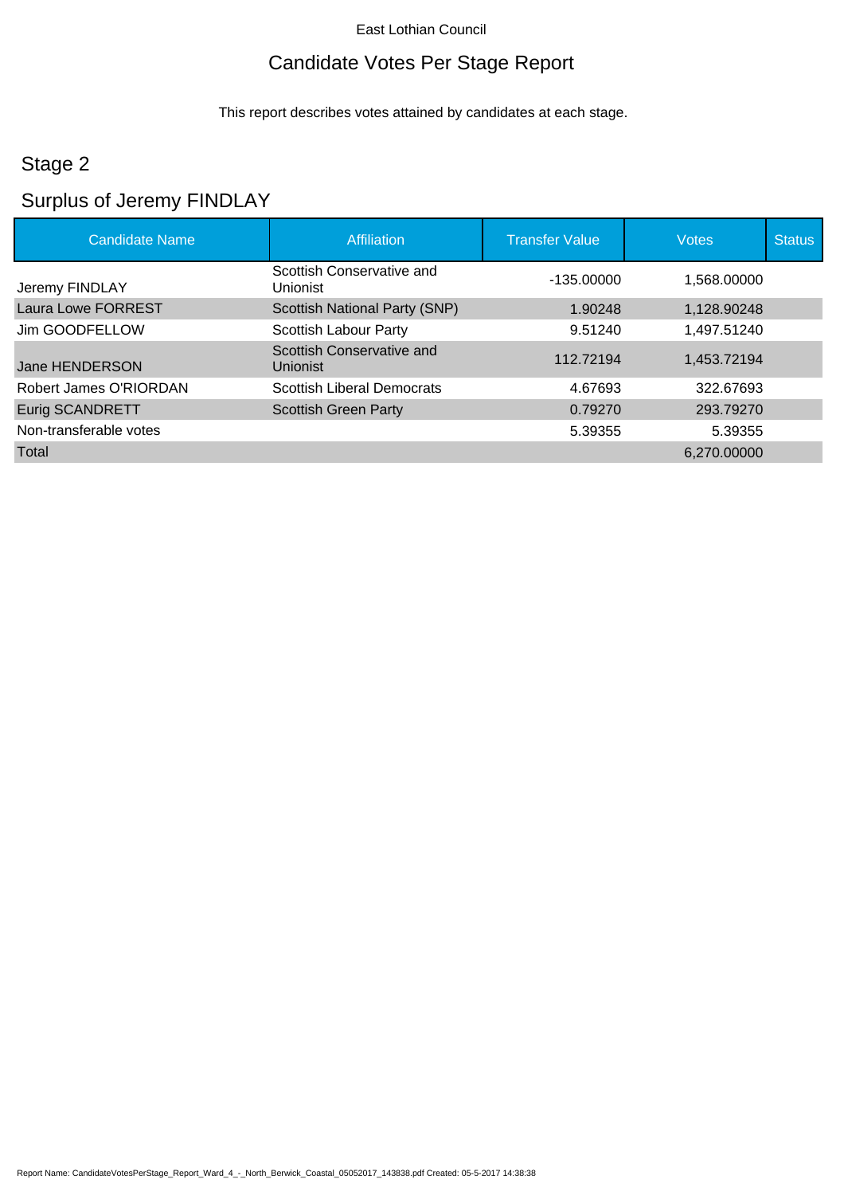East Lothian Council

# Candidate Votes Per Stage Report

This report describes votes attained by candidates at each stage.

## Stage 2

## Surplus of Jeremy FINDLAY

| Candidate Name | Affiliation | Transfer Value | Votes | Status |
|---|---|---|---|---|
| Jeremy FINDLAY | Scottish Conservative and Unionist | -135.00000 | 1,568.00000 | |
| Laura Lowe FORREST | Scottish National Party (SNP) | 1.90248 | 1,128.90248 | |
| Jim GOODFELLOW | Scottish Labour Party | 9.51240 | 1,497.51240 | |
| Jane HENDERSON | Scottish Conservative and Unionist | 112.72194 | 1,453.72194 | |
| Robert James O'RIORDAN | Scottish Liberal Democrats | 4.67693 | 322.67693 | |
| Eurig SCANDRETT | Scottish Green Party | 0.79270 | 293.79270 | |
| Non-transferable votes | | 5.39355 | 5.39355 | |
| Total | | | 6,270.00000 | |

Report Name: CandidateVotesPerStage_Report_Ward_4_-_North_Berwick_Coastal_05052017_143838.pdf Created: 05-5-2017 14:38:38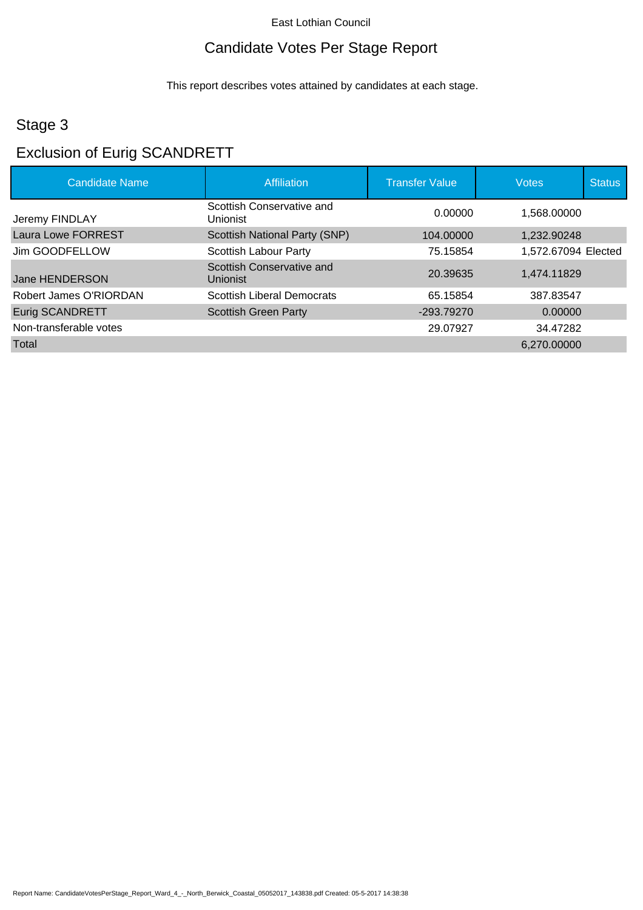East Lothian Council

# Candidate Votes Per Stage Report

This report describes votes attained by candidates at each stage.

## Stage 3

## Exclusion of Eurig SCANDRETT

| Candidate Name | Affiliation | Transfer Value | Votes | Status |
|---|---|---|---|---|
| Jeremy FINDLAY | Scottish Conservative and Unionist | 0.00000 | 1,568.00000 | |
| Laura Lowe FORREST | Scottish National Party (SNP) | 104.00000 | 1,232.90248 | |
| Jim GOODFELLOW | Scottish Labour Party | 75.15854 | 1,572.67094 | Elected |
| Jane HENDERSON | Scottish Conservative and Unionist | 20.39635 | 1,474.11829 | |
| Robert James O'RIORDAN | Scottish Liberal Democrats | 65.15854 | 387.83547 | |
| Eurig SCANDRETT | Scottish Green Party | -293.79270 | 0.00000 | |
| Non-transferable votes | | 29.07927 | 34.47282 | |
| Total | | | 6,270.00000 | |

Report Name: CandidateVotesPerStage_Report_Ward_4_-_North_Berwick_Coastal_05052017_143838.pdf Created: 05-5-2017 14:38:38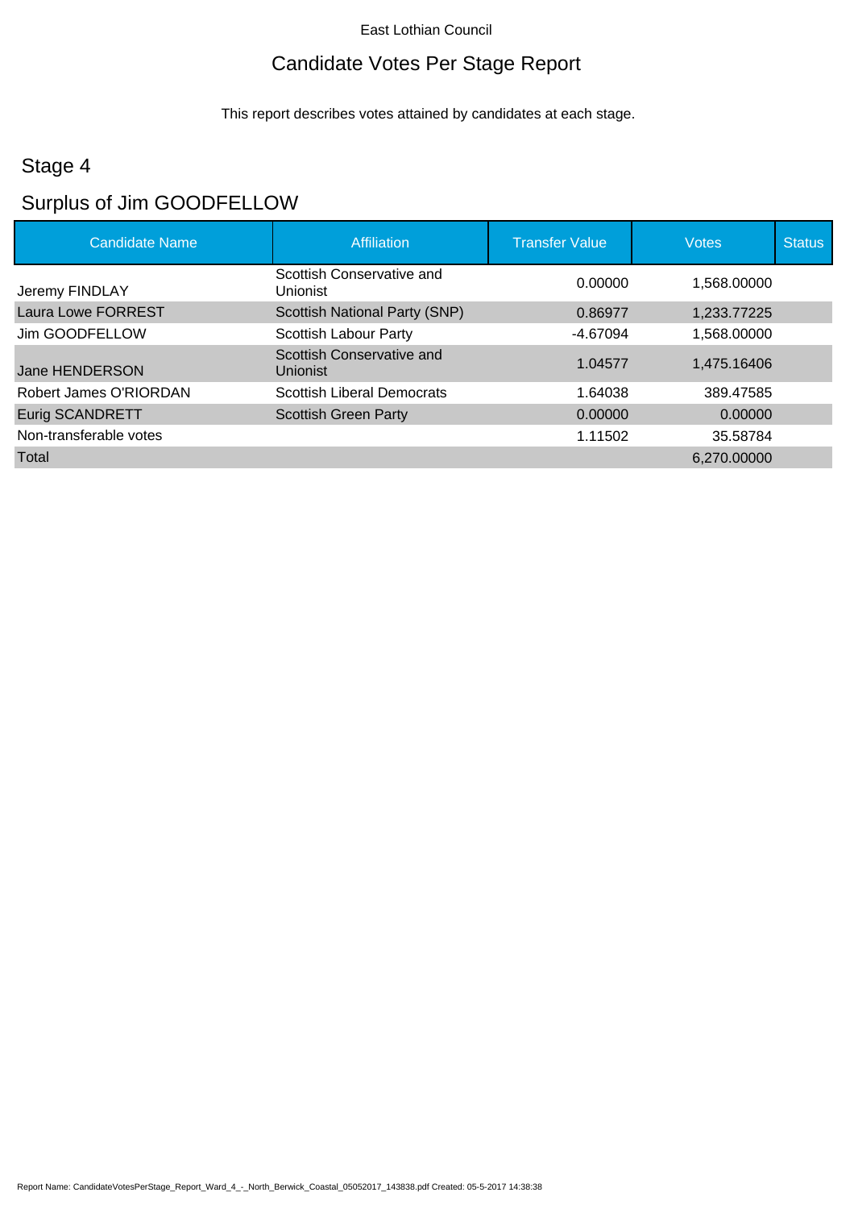East Lothian Council

# Candidate Votes Per Stage Report

This report describes votes attained by candidates at each stage.

## Stage 4

## Surplus of Jim GOODFELLOW

| Candidate Name | Affiliation | Transfer Value | Votes | Status |
|---|---|---|---|---|
| Jeremy FINDLAY | Scottish Conservative and Unionist | 0.00000 | 1,568.00000 | |
| Laura Lowe FORREST | Scottish National Party (SNP) | 0.86977 | 1,233.77225 | |
| Jim GOODFELLOW | Scottish Labour Party | -4.67094 | 1,568.00000 | |
| Jane HENDERSON | Scottish Conservative and Unionist | 1.04577 | 1,475.16406 | |
| Robert James O'RIORDAN | Scottish Liberal Democrats | 1.64038 | 389.47585 | |
| Eurig SCANDRETT | Scottish Green Party | 0.00000 | 0.00000 | |
| Non-transferable votes | | 1.11502 | 35.58784 | |
| Total | | | 6,270.00000 | |

Report Name: CandidateVotesPerStage_Report_Ward_4_-_North_Berwick_Coastal_05052017_143838.pdf Created: 05-5-2017 14:38:38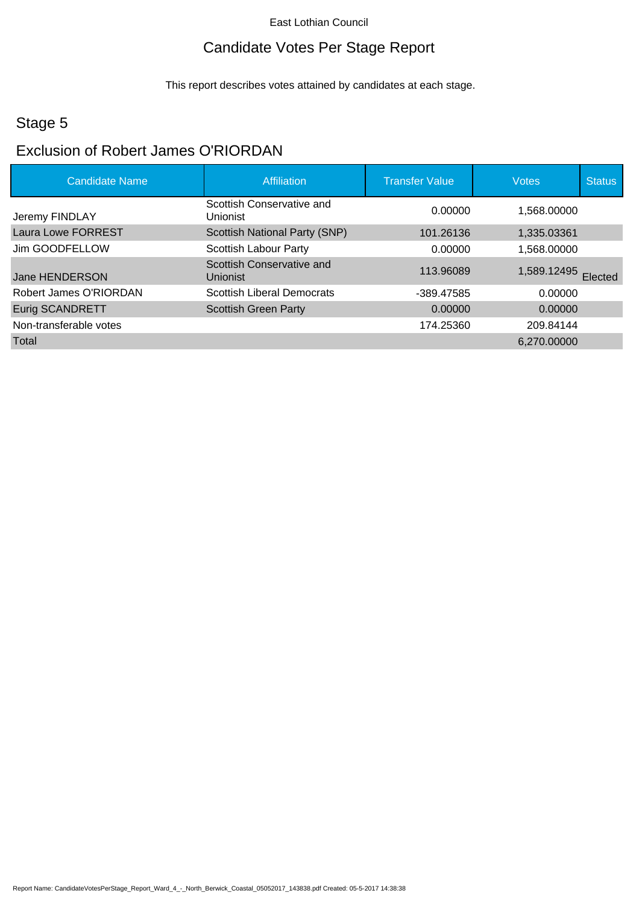East Lothian Council

# Candidate Votes Per Stage Report

This report describes votes attained by candidates at each stage.

## Stage 5

## Exclusion of Robert James O'RIORDAN

| Candidate Name | Affiliation | Transfer Value | Votes | Status |
|---|---|---|---|---|
| Jeremy FINDLAY | Scottish Conservative and Unionist | 0.00000 | 1,568.00000 | |
| Laura Lowe FORREST | Scottish National Party (SNP) | 101.26136 | 1,335.03361 | |
| Jim GOODFELLOW | Scottish Labour Party | 0.00000 | 1,568.00000 | |
| Jane HENDERSON | Scottish Conservative and Unionist | 113.96089 | 1,589.12495 | Elected |
| Robert James O'RIORDAN | Scottish Liberal Democrats | -389.47585 | 0.00000 | |
| Eurig SCANDRETT | Scottish Green Party | 0.00000 | 0.00000 | |
| Non-transferable votes | | 174.25360 | 209.84144 | |
| Total | | | 6,270.00000 | |

Report Name: CandidateVotesPerStage_Report_Ward_4_-_North_Berwick_Coastal_05052017_143838.pdf Created: 05-5-2017 14:38:38